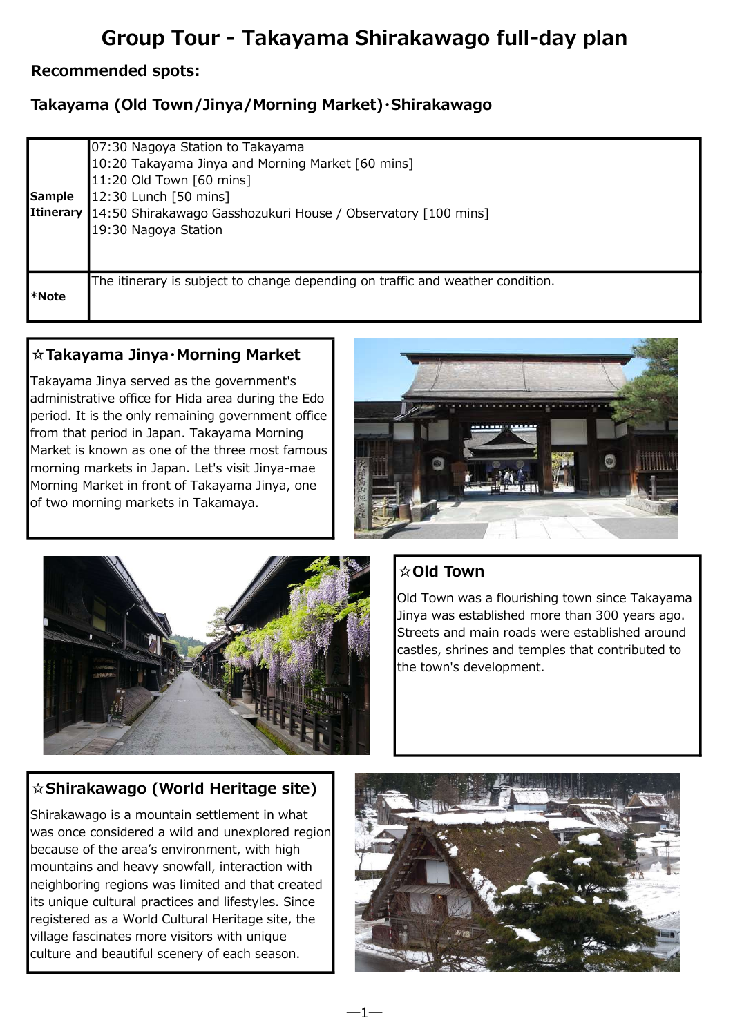# Group Tour - Takayama Shirakawago full-day plan

**Recommended spots:**

**Takayama (Old Town/Jinya/Morning Market)･Shirakawago**

| | |
|---|---|
| **Sample Itinerary** | 07:30 Nagoya Station to Takayama<br>10:20 Takayama Jinya and Morning Market [60 mins]<br>11:20 Old Town [60 mins]<br>12:30 Lunch [50 mins]<br>14:50 Shirakawago Gasshozukuri House / Observatory [100 mins]<br>19:30 Nagoya Station |
| ***Note** | The itinerary is subject to change depending on traffic and weather condition. |

### ☆Takayama Jinya･Morning Market

Takayama Jinya served as the government's administrative office for Hida area during the Edo period. It is the only remaining government office from that period in Japan. Takayama Morning Market is known as one of the three most famous morning markets in Japan. Let's visit Jinya-mae Morning Market in front of Takayama Jinya, one of two morning markets in Takamaya.

### ☆Old Town

Old Town was a flourishing town since Takayama Jinya was established more than 300 years ago. Streets and main roads were established around castles, shrines and temples that contributed to the town's development.

### ☆Shirakawago (World Heritage site)

Shirakawago is a mountain settlement in what was once considered a wild and unexplored region because of the area's environment, with high mountains and heavy snowfall, interaction with neighboring regions was limited and that created its unique cultural practices and lifestyles. Since registered as a World Cultural Heritage site, the village fascinates more visitors with unique culture and beautiful scenery of each season.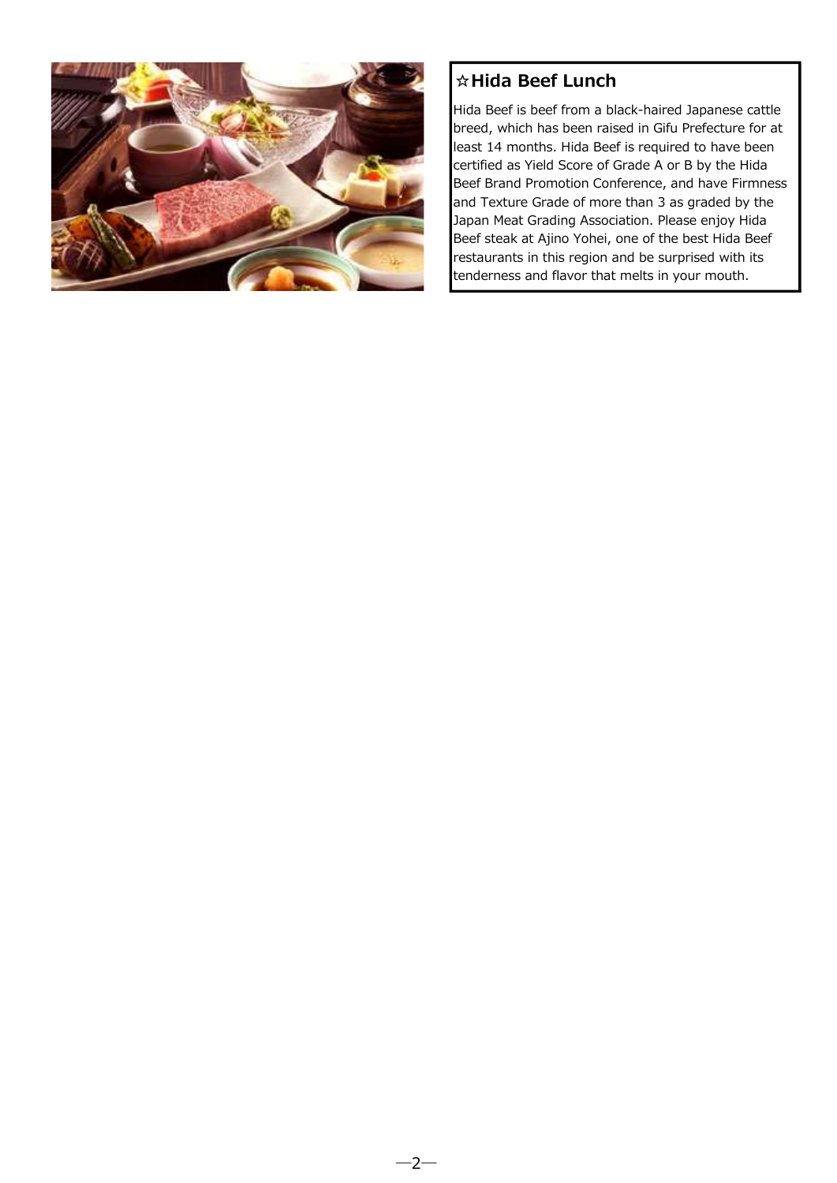## ☆Hida Beef Lunch

Hida Beef is beef from a black-haired Japanese cattle breed, which has been raised in Gifu Prefecture for at least 14 months. Hida Beef is required to have been certified as Yield Score of Grade A or B by the Hida Beef Brand Promotion Conference, and have Firmness and Texture Grade of more than 3 as graded by the Japan Meat Grading Association. Please enjoy Hida Beef steak at Ajino Yohei, one of the best Hida Beef restaurants in this region and be surprised with its tenderness and flavor that melts in your mouth.